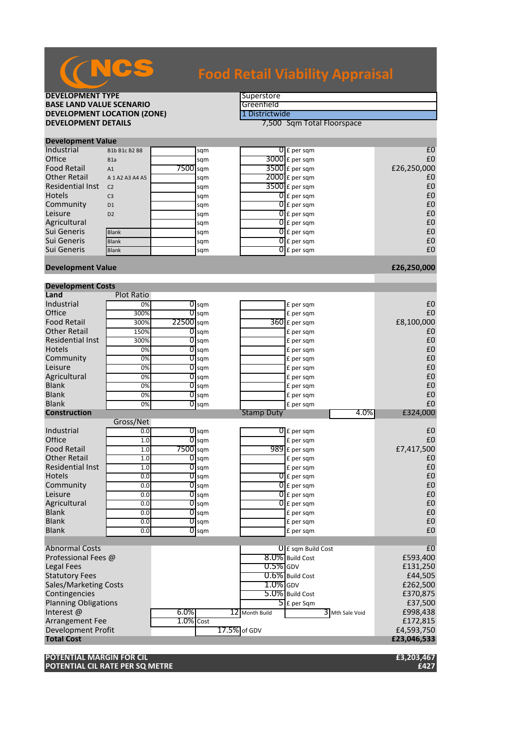# NCS Food Retail Viability Appraisal

| | |
|---|---|
| **DEVELOPMENT TYPE** | Superstore |
| **BASE LAND VALUE SCENARIO** | Greenfield |
| **DEVELOPMENT LOCATION (ZONE)** | 1 Districtwide |
| **DEVELOPMENT DETAILS** | 7,500 Sqm Total Floorspace |

## Development Value

| | Use Class | Area | | Value | | Total |
|---|---|---|---|---|---|---|
| Industrial | B1b B1c B2 B8 | | sqm | 0 | £ per sqm | £0 |
| Office | B1a | | sqm | 3000 | £ per sqm | £0 |
| Food Retail | A1 | 7500 | sqm | 3500 | £ per sqm | £26,250,000 |
| Other Retail | A 1 A2 A3 A4 A5 | | sqm | 2000 | £ per sqm | £0 |
| Residential Inst | C2 | | sqm | 3500 | £ per sqm | £0 |
| Hotels | C3 | | sqm | 0 | £ per sqm | £0 |
| Community | D1 | | sqm | 0 | £ per sqm | £0 |
| Leisure | D2 | | sqm | 0 | £ per sqm | £0 |
| Agricultural | | | sqm | 0 | £ per sqm | £0 |
| Sui Generis | Blank | | sqm | 0 | £ per sqm | £0 |
| Sui Generis | Blank | | sqm | 0 | £ per sqm | £0 |
| Sui Generis | Blank | | sqm | 0 | £ per sqm | £0 |
| **Development Value** | | | | | | **£26,250,000** |

## Development Costs

| **Land** | Plot Ratio | Area | | Cost | | Total |
|---|---|---|---|---|---|---|
| Industrial | 0% | 0 | sqm | | £ per sqm | £0 |
| Office | 300% | 0 | sqm | | £ per sqm | £0 |
| Food Retail | 300% | 22500 | sqm | 360 | £ per sqm | £8,100,000 |
| Other Retail | 150% | 0 | sqm | | £ per sqm | £0 |
| Residential Inst | 300% | 0 | sqm | | £ per sqm | £0 |
| Hotels | 0% | 0 | sqm | | £ per sqm | £0 |
| Community | 0% | 0 | sqm | | £ per sqm | £0 |
| Leisure | 0% | 0 | sqm | | £ per sqm | £0 |
| Agricultural | 0% | 0 | sqm | | £ per sqm | £0 |
| Blank | 0% | 0 | sqm | | £ per sqm | £0 |
| Blank | 0% | 0 | sqm | | £ per sqm | £0 |
| Blank | 0% | 0 | sqm | | £ per sqm | £0 |
| | | | | Stamp Duty | 4.0% | £324,000 |

| **Construction** | Gross/Net | Area | | Cost | | Total |
|---|---|---|---|---|---|---|
| Industrial | 0.0 | 0 | sqm | 0 | £ per sqm | £0 |
| Office | 1.0 | 0 | sqm | 0 | £ per sqm | £0 |
| Food Retail | 1.0 | 7500 | sqm | 989 | £ per sqm | £7,417,500 |
| Other Retail | 1.0 | 0 | sqm | | £ per sqm | £0 |
| Residential Inst | 1.0 | 0 | sqm | | £ per sqm | £0 |
| Hotels | 0.0 | 0 | sqm | 0 | £ per sqm | £0 |
| Community | 0.0 | 0 | sqm | 0 | £ per sqm | £0 |
| Leisure | 0.0 | 0 | sqm | 0 | £ per sqm | £0 |
| Agricultural | 0.0 | 0 | sqm | 0 | £ per sqm | £0 |
| Blank | 0.0 | 0 | sqm | | £ per sqm | £0 |
| Blank | 0.0 | 0 | sqm | | £ per sqm | £0 |
| Blank | 0.0 | 0 | sqm | | £ per sqm | £0 |

| | | | | | Total |
|---|---|---|---|---|---|
| Abnormal Costs | | | 0 | £ sqm Build Cost | £0 |
| Professional Fees @ | | | 8.0% | Build Cost | £593,400 |
| Legal Fees | | | 0.5% | GDV | £131,250 |
| Statutory Fees | | | 0.6% | Build Cost | £44,505 |
| Sales/Marketing Costs | | | 1.0% | GDV | £262,500 |
| Contingencies | | | 5.0% | Build Cost | £370,875 |
| Planning Obligations | | | 5 | £ per Sqm | £37,500 |
| Interest @ | 6.0% | 12 Month Build | | 3 Mth Sale Void | £998,438 |
| Arrangement Fee | 1.0% | Cost | | | £172,815 |
| Development Profit | | 17.5% | of GDV | | £4,593,750 |
| **Total Cost** | | | | | **£23,046,533** |

| | |
|---|---|
| **POTENTIAL MARGIN FOR CIL** | **£3,203,467** |
| **POTENTIAL CIL RATE PER SQ METRE** | **£427** |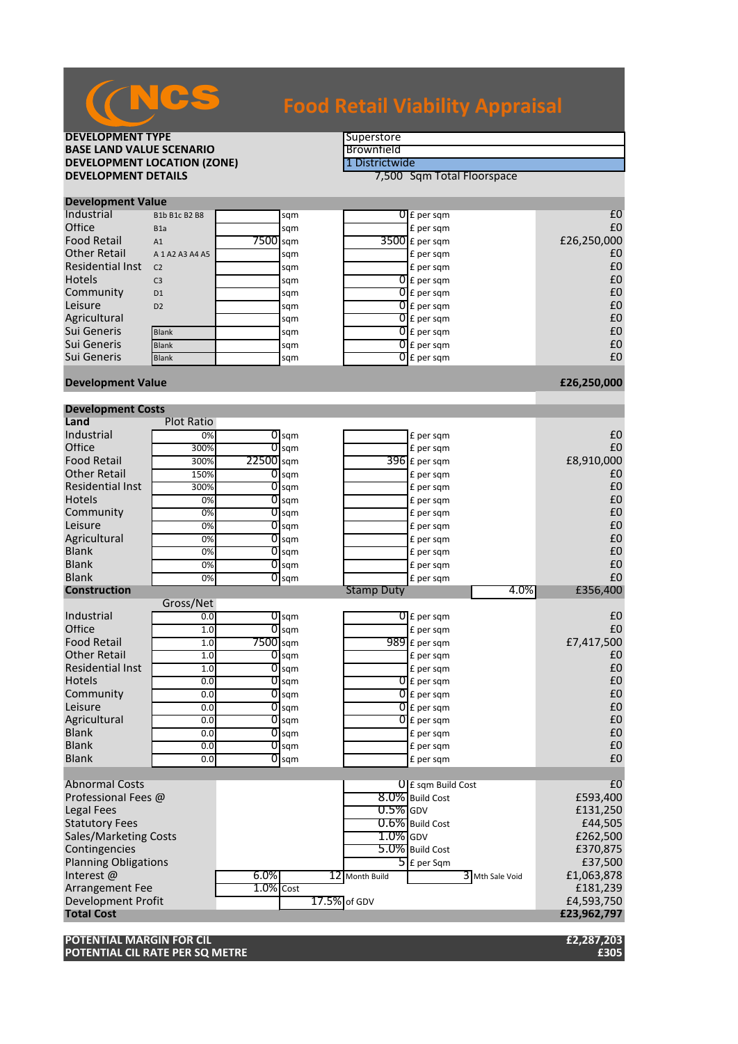# NCS Food Retail Viability Appraisal

| | |
|---|---|
| **DEVELOPMENT TYPE** | Superstore |
| **BASE LAND VALUE SCENARIO** | Brownfield |
| **DEVELOPMENT LOCATION (ZONE)** | 1 Districtwide |
| **DEVELOPMENT DETAILS** | 7,500 Sqm Total Floorspace |

## Development Value

| | | | | | | |
|---|---|---|---|---|---|---|
| Industrial | B1b B1c B2 B8 | | sqm | 0 | £ per sqm | £0 |
| Office | B1a | | sqm | | £ per sqm | £0 |
| Food Retail | A1 | 7500 | sqm | 3500 | £ per sqm | £26,250,000 |
| Other Retail | A 1 A2 A3 A4 A5 | | sqm | | £ per sqm | £0 |
| Residential Inst | C2 | | sqm | | £ per sqm | £0 |
| Hotels | C3 | | sqm | 0 | £ per sqm | £0 |
| Community | D1 | | sqm | 0 | £ per sqm | £0 |
| Leisure | D2 | | sqm | 0 | £ per sqm | £0 |
| Agricultural | | | sqm | 0 | £ per sqm | £0 |
| Sui Generis | Blank | | sqm | 0 | £ per sqm | £0 |
| Sui Generis | Blank | | sqm | 0 | £ per sqm | £0 |
| Sui Generis | Blank | | sqm | 0 | £ per sqm | £0 |
| **Development Value** | | | | | | **£26,250,000** |

## Development Costs

| | | | | | | |
|---|---|---|---|---|---|---|
| **Land** | Plot Ratio | | | | | |
| Industrial | 0% | 0 | sqm | | £ per sqm | £0 |
| Office | 300% | 0 | sqm | | £ per sqm | £0 |
| Food Retail | 300% | 22500 | sqm | 396 | £ per sqm | £8,910,000 |
| Other Retail | 150% | 0 | sqm | | £ per sqm | £0 |
| Residential Inst | 300% | 0 | sqm | | £ per sqm | £0 |
| Hotels | 0% | 0 | sqm | | £ per sqm | £0 |
| Community | 0% | 0 | sqm | | £ per sqm | £0 |
| Leisure | 0% | 0 | sqm | | £ per sqm | £0 |
| Agricultural | 0% | 0 | sqm | | £ per sqm | £0 |
| Blank | 0% | 0 | sqm | | £ per sqm | £0 |
| Blank | 0% | 0 | sqm | | £ per sqm | £0 |
| Blank | 0% | 0 | sqm | | £ per sqm | £0 |
| **Construction** | | | | Stamp Duty | 4.0% | £356,400 |
| | Gross/Net | | | | | |
| Industrial | 0.0 | 0 | sqm | 0 | £ per sqm | £0 |
| Office | 1.0 | 0 | sqm | | £ per sqm | £0 |
| Food Retail | 1.0 | 7500 | sqm | 989 | £ per sqm | £7,417,500 |
| Other Retail | 1.0 | 0 | sqm | | £ per sqm | £0 |
| Residential Inst | 1.0 | 0 | sqm | | £ per sqm | £0 |
| Hotels | 0.0 | 0 | sqm | 0 | £ per sqm | £0 |
| Community | 0.0 | 0 | sqm | 0 | £ per sqm | £0 |
| Leisure | 0.0 | 0 | sqm | 0 | £ per sqm | £0 |
| Agricultural | 0.0 | 0 | sqm | 0 | £ per sqm | £0 |
| Blank | 0.0 | 0 | sqm | | £ per sqm | £0 |
| Blank | 0.0 | 0 | sqm | | £ per sqm | £0 |
| Blank | 0.0 | 0 | sqm | | £ per sqm | £0 |

| | | | | | | |
|---|---|---|---|---|---|---|
| Abnormal Costs | | | 0 | £ sqm Build Cost | | £0 |
| Professional Fees @ | | | 8.0% | Build Cost | | £593,400 |
| Legal Fees | | | 0.5% | GDV | | £131,250 |
| Statutory Fees | | | 0.6% | Build Cost | | £44,505 |
| Sales/Marketing Costs | | | 1.0% | GDV | | £262,500 |
| Contingencies | | | 5.0% | Build Cost | | £370,875 |
| Planning Obligations | | | 5 | £ per Sqm | | £37,500 |
| Interest @ | 6.0% | 12 | Month Build | 3 | Mth Sale Void | £1,063,878 |
| Arrangement Fee | 1.0% | Cost | | | | £181,239 |
| Development Profit | | 17.5% | of GDV | | | £4,593,750 |
| **Total Cost** | | | | | | **£23,962,797** |

| | |
|---|---|
| **POTENTIAL MARGIN FOR CIL** | **£2,287,203** |
| **POTENTIAL CIL RATE PER SQ METRE** | **£305** |